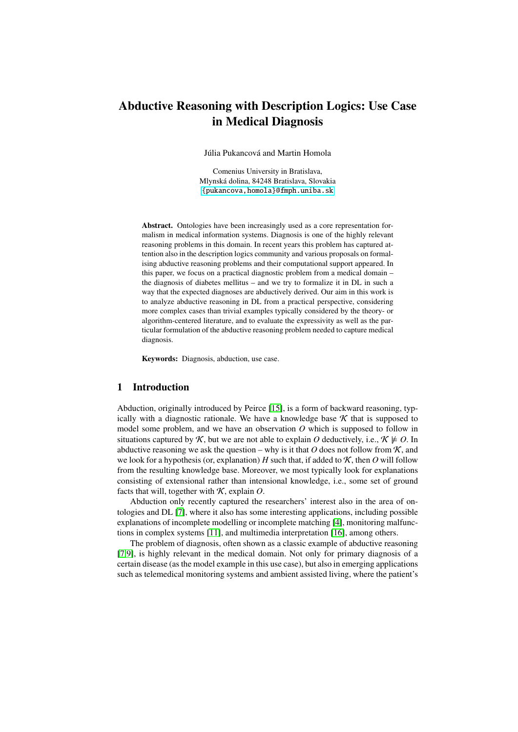# Abductive Reasoning with Description Logics: Use Case in Medical Diagnosis

Júlia Pukancová and Martin Homola

Comenius University in Bratislava,
Mlynská dolina, 84248 Bratislava, Slovakia
{pukancova,homola}@fmph.uniba.sk

**Abstract.** Ontologies have been increasingly used as a core representation formalism in medical information systems. Diagnosis is one of the highly relevant reasoning problems in this domain. In recent years this problem has captured attention also in the description logics community and various proposals on formalising abductive reasoning problems and their computational support appeared. In this paper, we focus on a practical diagnostic problem from a medical domain – the diagnosis of diabetes mellitus – and we try to formalize it in DL in such a way that the expected diagnoses are abductively derived. Our aim in this work is to analyze abductive reasoning in DL from a practical perspective, considering more complex cases than trivial examples typically considered by the theory- or algorithm-centered literature, and to evaluate the expressivity as well as the particular formulation of the abductive reasoning problem needed to capture medical diagnosis.

**Keywords:** Diagnosis, abduction, use case.

## 1 Introduction

Abduction, originally introduced by Peirce [15], is a form of backward reasoning, typically with a diagnostic rationale. We have a knowledge base $\mathcal{K}$ that is supposed to model some problem, and we have an observation $O$ which is supposed to follow in situations captured by $\mathcal{K}$, but we are not able to explain $O$ deductively, i.e., $\mathcal{K} \not\models O$. In abductive reasoning we ask the question – why is it that $O$ does not follow from $\mathcal{K}$, and we look for a hypothesis (or, explanation) $H$ such that, if added to $\mathcal{K}$, then $O$ will follow from the resulting knowledge base. Moreover, we most typically look for explanations consisting of extensional rather than intensional knowledge, i.e., some set of ground facts that will, together with $\mathcal{K}$, explain $O$.

Abduction only recently captured the researchers' interest also in the area of ontologies and DL [7], where it also has some interesting applications, including possible explanations of incomplete modelling or incomplete matching [4], monitoring malfunctions in complex systems [11], and multimedia interpretation [16], among others.

The problem of diagnosis, often shown as a classic example of abductive reasoning [7,9], is highly relevant in the medical domain. Not only for primary diagnosis of a certain disease (as the model example in this use case), but also in emerging applications such as telemedical monitoring systems and ambient assisted living, where the patient's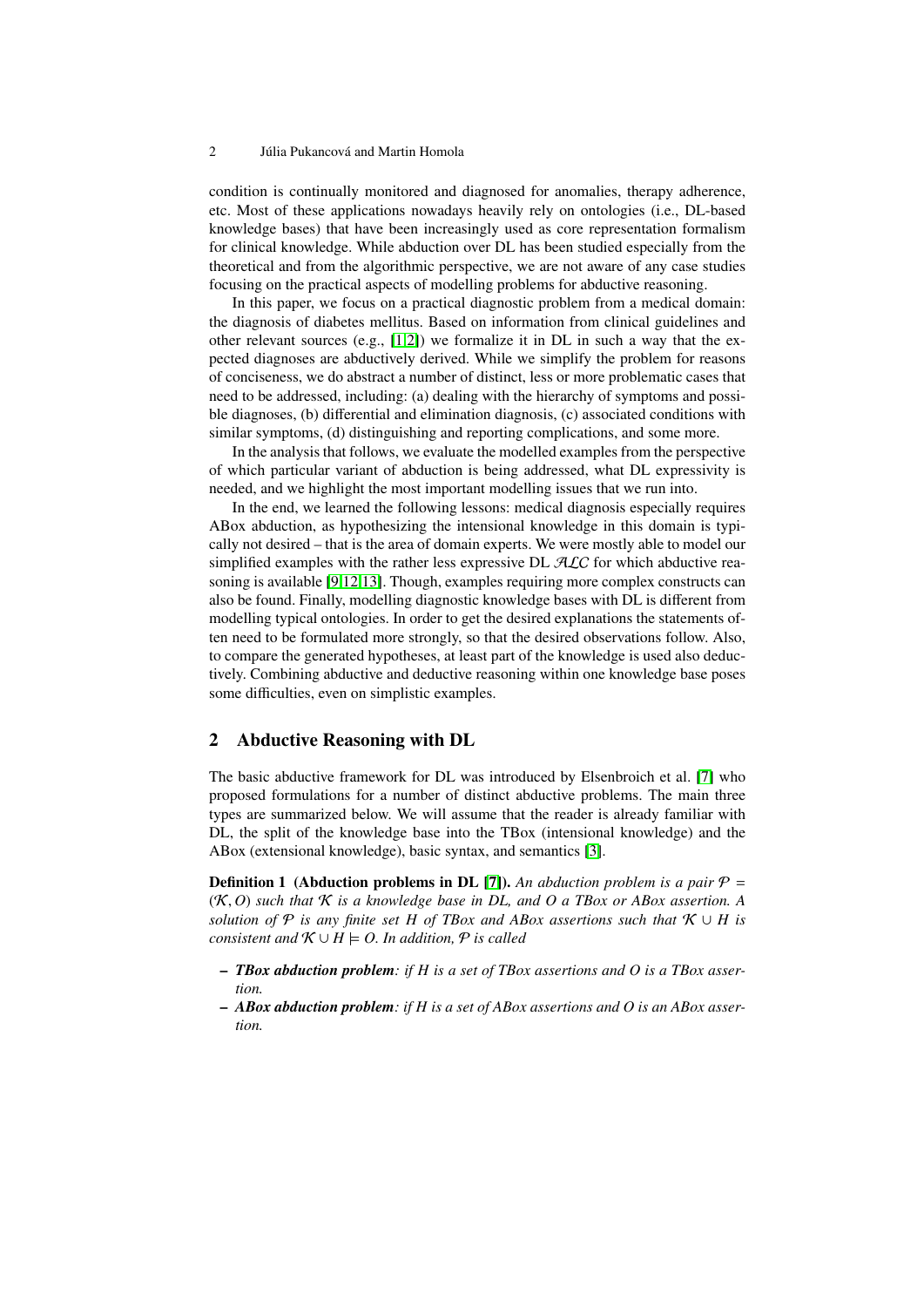condition is continually monitored and diagnosed for anomalies, therapy adherence, etc. Most of these applications nowadays heavily rely on ontologies (i.e., DL-based knowledge bases) that have been increasingly used as core representation formalism for clinical knowledge. While abduction over DL has been studied especially from the theoretical and from the algorithmic perspective, we are not aware of any case studies focusing on the practical aspects of modelling problems for abductive reasoning.

In this paper, we focus on a practical diagnostic problem from a medical domain: the diagnosis of diabetes mellitus. Based on information from clinical guidelines and other relevant sources (e.g., [1,2]) we formalize it in DL in such a way that the expected diagnoses are abductively derived. While we simplify the problem for reasons of conciseness, we do abstract a number of distinct, less or more problematic cases that need to be addressed, including: (a) dealing with the hierarchy of symptoms and possible diagnoses, (b) differential and elimination diagnosis, (c) associated conditions with similar symptoms, (d) distinguishing and reporting complications, and some more.

In the analysis that follows, we evaluate the modelled examples from the perspective of which particular variant of abduction is being addressed, what DL expressivity is needed, and we highlight the most important modelling issues that we run into.

In the end, we learned the following lessons: medical diagnosis especially requires ABox abduction, as hypothesizing the intensional knowledge in this domain is typically not desired – that is the area of domain experts. We were mostly able to model our simplified examples with the rather less expressive DL $\mathcal{ALC}$ for which abductive reasoning is available [9,12,13]. Though, examples requiring more complex constructs can also be found. Finally, modelling diagnostic knowledge bases with DL is different from modelling typical ontologies. In order to get the desired explanations the statements often need to be formulated more strongly, so that the desired observations follow. Also, to compare the generated hypotheses, at least part of the knowledge is used also deductively. Combining abductive and deductive reasoning within one knowledge base poses some difficulties, even on simplistic examples.

## 2 Abductive Reasoning with DL

The basic abductive framework for DL was introduced by Elsenbroich et al. [7] who proposed formulations for a number of distinct abductive problems. The main three types are summarized below. We will assume that the reader is already familiar with DL, the split of the knowledge base into the TBox (intensional knowledge) and the ABox (extensional knowledge), basic syntax, and semantics [3].

**Definition 1 (Abduction problems in DL [7]).** *An abduction problem is a pair $\mathcal{P} = (\mathcal{K}, O)$ such that $\mathcal{K}$ is a knowledge base in DL, and $O$ a TBox or ABox assertion. A solution of $\mathcal{P}$ is any finite set $H$ of TBox and ABox assertions such that $\mathcal{K} \cup H$ is consistent and $\mathcal{K} \cup H \models O$. In addition, $\mathcal{P}$ is called*

- ***TBox abduction problem****: if $H$ is a set of TBox assertions and $O$ is a TBox assertion.*
- ***ABox abduction problem****: if $H$ is a set of ABox assertions and $O$ is an ABox assertion.*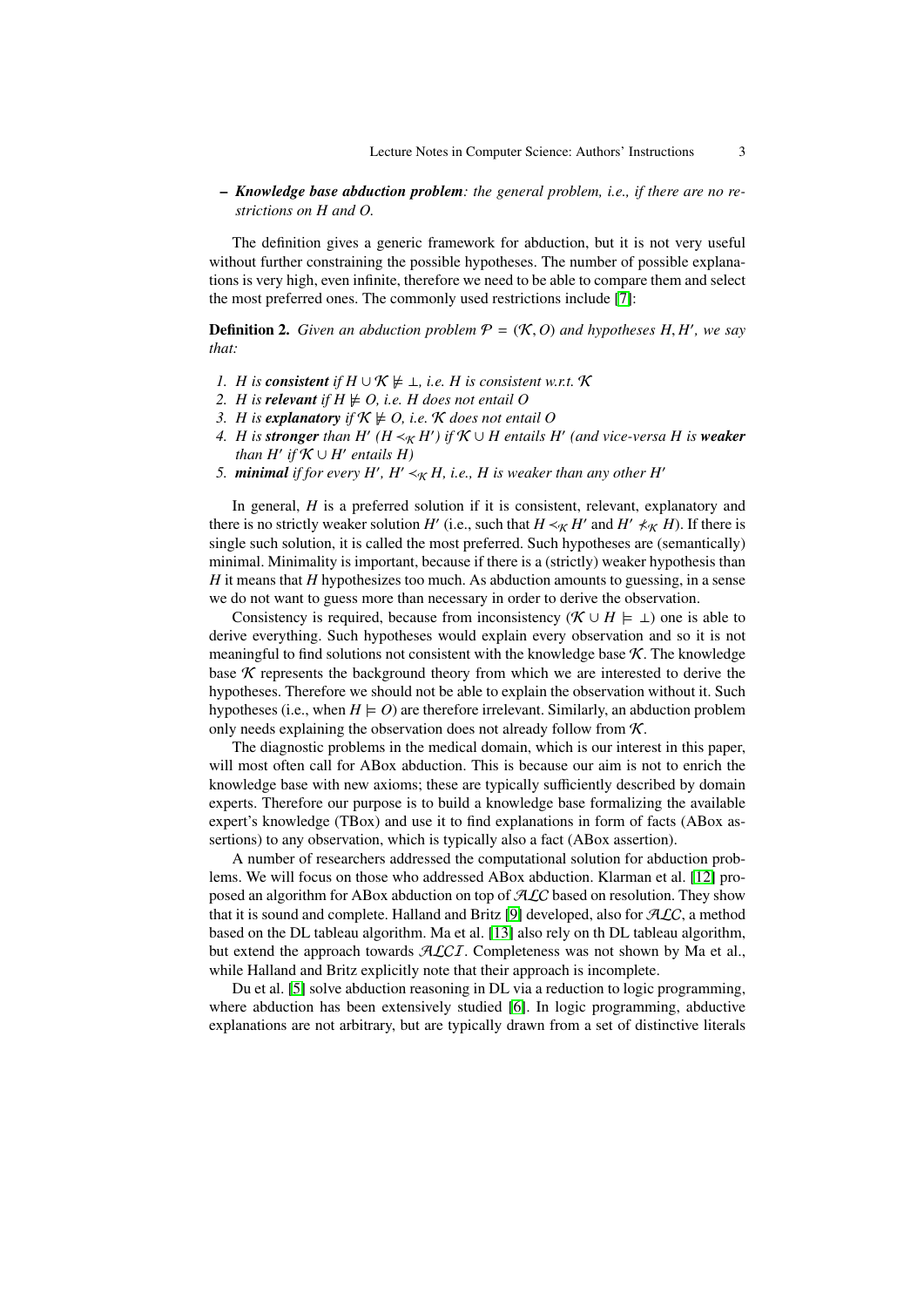- ***Knowledge base abduction problem****: the general problem, i.e., if there are no restrictions on H and O.*

The definition gives a generic framework for abduction, but it is not very useful without further constraining the possible hypotheses. The number of possible explanations is very high, even infinite, therefore we need to be able to compare them and select the most preferred ones. The commonly used restrictions include [7]:

**Definition 2.** *Given an abduction problem $\mathcal{P} = (\mathcal{K}, O)$ and hypotheses $H, H'$, we say that:*

1. *$H$ is **consistent** if $H \cup \mathcal{K} \not\models \bot$, i.e. $H$ is consistent w.r.t. $\mathcal{K}$*
2. *$H$ is **relevant** if $H \not\models O$, i.e. $H$ does not entail $O$*
3. *$H$ is **explanatory** if $\mathcal{K} \not\models O$, i.e. $\mathcal{K}$ does not entail $O$*
4. *$H$ is **stronger** than $H'$ ($H \prec_{\mathcal{K}} H'$) if $\mathcal{K} \cup H$ entails $H'$ (and vice-versa $H$ is **weaker** than $H'$ if $\mathcal{K} \cup H'$ entails $H$)*
5. ***minimal** if for every $H'$, $H' \prec_{\mathcal{K}} H$, i.e., $H$ is weaker than any other $H'$*

In general, $H$ is a preferred solution if it is consistent, relevant, explanatory and there is no strictly weaker solution $H'$ (i.e., such that $H \prec_{\mathcal{K}} H'$ and $H' \nprec_{\mathcal{K}} H$). If there is single such solution, it is called the most preferred. Such hypotheses are (semantically) minimal. Minimality is important, because if there is a (strictly) weaker hypothesis than $H$ it means that $H$ hypothesizes too much. As abduction amounts to guessing, in a sense we do not want to guess more than necessary in order to derive the observation.

Consistency is required, because from inconsistency ($\mathcal{K} \cup H \models \bot$) one is able to derive everything. Such hypotheses would explain every observation and so it is not meaningful to find solutions not consistent with the knowledge base $\mathcal{K}$. The knowledge base $\mathcal{K}$ represents the background theory from which we are interested to derive the hypotheses. Therefore we should not be able to explain the observation without it. Such hypotheses (i.e., when $H \models O$) are therefore irrelevant. Similarly, an abduction problem only needs explaining the observation does not already follow from $\mathcal{K}$.

The diagnostic problems in the medical domain, which is our interest in this paper, will most often call for ABox abduction. This is because our aim is not to enrich the knowledge base with new axioms; these are typically sufficiently described by domain experts. Therefore our purpose is to build a knowledge base formalizing the available expert's knowledge (TBox) and use it to find explanations in form of facts (ABox assertions) to any observation, which is typically also a fact (ABox assertion).

A number of researchers addressed the computational solution for abduction problems. We will focus on those who addressed ABox abduction. Klarman et al. [12] proposed an algorithm for ABox abduction on top of $\mathcal{ALC}$ based on resolution. They show that it is sound and complete. Halland and Britz [9] developed, also for $\mathcal{ALC}$, a method based on the DL tableau algorithm. Ma et al. [13] also rely on th DL tableau algorithm, but extend the approach towards $\mathcal{ALCI}$. Completeness was not shown by Ma et al., while Halland and Britz explicitly note that their approach is incomplete.

Du et al. [5] solve abduction reasoning in DL via a reduction to logic programming, where abduction has been extensively studied [6]. In logic programming, abductive explanations are not arbitrary, but are typically drawn from a set of distinctive literals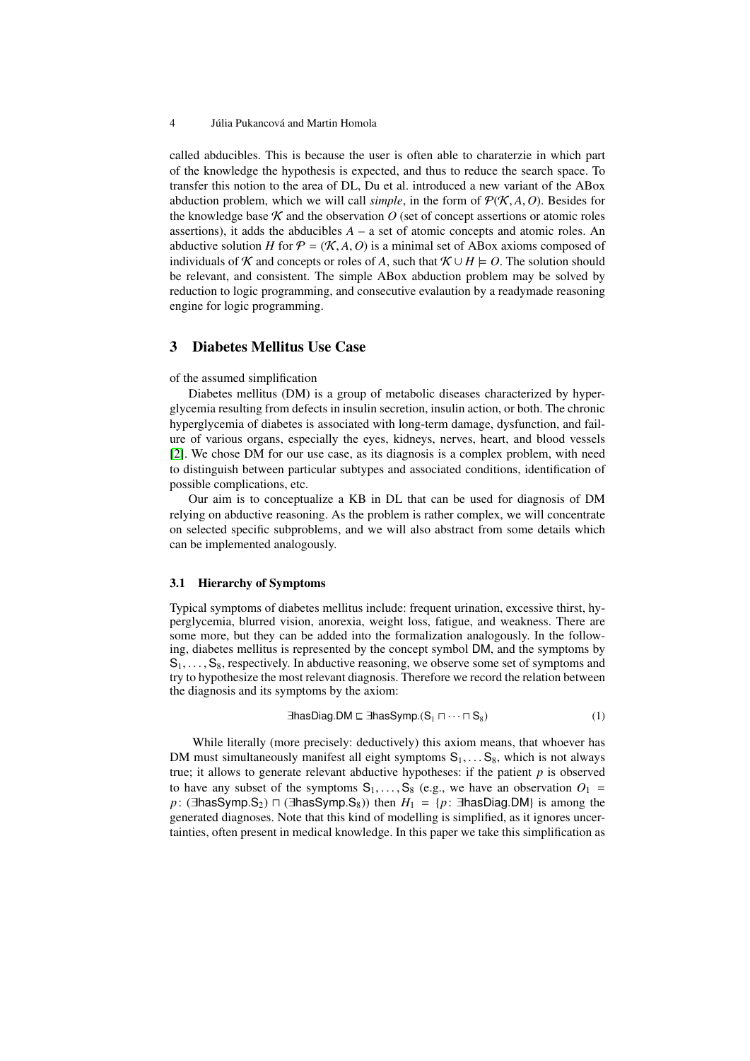called abducibles. This is because the user is often able to charaterzie in which part of the knowledge the hypothesis is expected, and thus to reduce the search space. To transfer this notion to the area of DL, Du et al. introduced a new variant of the ABox abduction problem, which we will call *simple*, in the form of $\mathcal{P}(\mathcal{K}, A, O)$. Besides for the knowledge base $\mathcal{K}$ and the observation $O$ (set of concept assertions or atomic roles assertions), it adds the abducibles $A$ – a set of atomic concepts and atomic roles. An abductive solution $H$ for $\mathcal{P} = (\mathcal{K}, A, O)$ is a minimal set of ABox axioms composed of individuals of $\mathcal{K}$ and concepts or roles of $A$, such that $\mathcal{K} \cup H \models O$. The solution should be relevant, and consistent. The simple ABox abduction problem may be solved by reduction to logic programming, and consecutive evalaution by a readymade reasoning engine for logic programming.

## 3 Diabetes Mellitus Use Case

of the assumed simplification

Diabetes mellitus (DM) is a group of metabolic diseases characterized by hyperglycemia resulting from defects in insulin secretion, insulin action, or both. The chronic hyperglycemia of diabetes is associated with long-term damage, dysfunction, and failure of various organs, especially the eyes, kidneys, nerves, heart, and blood vessels [2]. We chose DM for our use case, as its diagnosis is a complex problem, with need to distinguish between particular subtypes and associated conditions, identification of possible complications, etc.

Our aim is to conceptualize a KB in DL that can be used for diagnosis of DM relying on abductive reasoning. As the problem is rather complex, we will concentrate on selected specific subproblems, and we will also abstract from some details which can be implemented analogously.

### 3.1 Hierarchy of Symptoms

Typical symptoms of diabetes mellitus include: frequent urination, excessive thirst, hyperglycemia, blurred vision, anorexia, weight loss, fatigue, and weakness. There are some more, but they can be added into the formalization analogously. In the following, diabetes mellitus is represented by the concept symbol DM, and the symptoms by $\mathsf{S}_1, \ldots, \mathsf{S}_8$, respectively. In abductive reasoning, we observe some set of symptoms and try to hypothesize the most relevant diagnosis. Therefore we record the relation between the diagnosis and its symptoms by the axiom:

$$\exists \mathsf{hasDiag}.\mathsf{DM} \sqsubseteq \exists \mathsf{hasSymp}.(\mathsf{S}_1 \sqcap \cdots \sqcap \mathsf{S}_8) \tag{1}$$

While literally (more precisely: deductively) this axiom means, that whoever has DM must simultaneously manifest all eight symptoms $\mathsf{S}_1, \ldots \mathsf{S}_8$, which is not always true; it allows to generate relevant abductive hypotheses: if the patient $p$ is observed to have any subset of the symptoms $\mathsf{S}_1, \ldots, \mathsf{S}_8$ (e.g., we have an observation $O_1 = p\colon (\exists \mathsf{hasSymp}.\mathsf{S}_2) \sqcap (\exists \mathsf{hasSymp}.\mathsf{S}_8)$) then $H_1 = \{p\colon \exists \mathsf{hasDiag}.\mathsf{DM}\}$ is among the generated diagnoses. Note that this kind of modelling is simplified, as it ignores uncertainties, often present in medical knowledge. In this paper we take this simplification as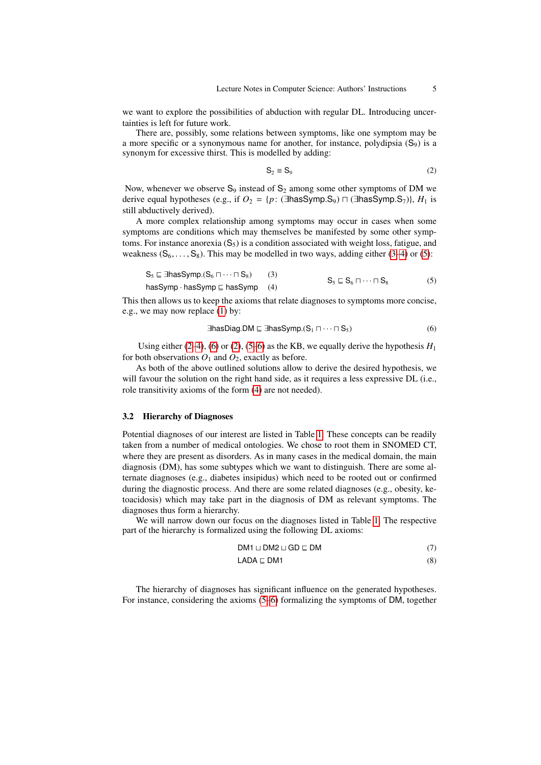we want to explore the possibilities of abduction with regular DL. Introducing uncertainties is left for future work.

There are, possibly, some relations between symptoms, like one symptom may be a more specific or a synonymous name for another, for instance, polydipsia ($\mathsf{S}_9$) is a synonym for excessive thirst. This is modelled by adding:

$$\mathsf{S}_2 \equiv \mathsf{S}_9 \tag{2}$$

Now, whenever we observe $\mathsf{S}_9$ instead of $\mathsf{S}_2$ among some other symptoms of DM we derive equal hypotheses (e.g., if $O_2 = \{p\colon (\exists\mathsf{hasSymp}.\mathsf{S}_9) \sqcap (\exists\mathsf{hasSymp}.\mathsf{S}_7)\}$, $H_1$ is still abductively derived).

A more complex relationship among symptoms may occur in cases when some symptoms are conditions which may themselves be manifested by some other symptoms. For instance anorexia ($\mathsf{S}_5$) is a condition associated with weight loss, fatigue, and weakness ($\mathsf{S}_6, \ldots, \mathsf{S}_8$). This may be modelled in two ways, adding either (3–4) or (5):

$$\mathsf{S}_5 \sqsubseteq \exists\mathsf{hasSymp}.(\mathsf{S}_6 \sqcap \cdots \sqcap \mathsf{S}_8) \tag{3}$$

$$\mathsf{hasSymp} \cdot \mathsf{hasSymp} \sqsubseteq \mathsf{hasSymp} \tag{4}$$

$$\mathsf{S}_5 \sqsubseteq \mathsf{S}_6 \sqcap \cdots \sqcap \mathsf{S}_8 \tag{5}$$

This then allows us to keep the axioms that relate diagnoses to symptoms more concise, e.g., we may now replace (1) by:

$$\exists\mathsf{hasDiag}.\mathsf{DM} \sqsubseteq \exists\mathsf{hasSymp}.(\mathsf{S}_1 \sqcap \cdots \sqcap \mathsf{S}_5) \tag{6}$$

Using either (2–4), (6) or (2), (5–6) as the KB, we equally derive the hypothesis $H_1$ for both observations $O_1$ and $O_2$, exactly as before.

As both of the above outlined solutions allow to derive the desired hypothesis, we will favour the solution on the right hand side, as it requires a less expressive DL (i.e., role transitivity axioms of the form (4) are not needed).

### 3.2 Hierarchy of Diagnoses

Potential diagnoses of our interest are listed in Table 1. These concepts can be readily taken from a number of medical ontologies. We chose to root them in SNOMED CT, where they are present as disorders. As in many cases in the medical domain, the main diagnosis (DM), has some subtypes which we want to distinguish. There are some alternate diagnoses (e.g., diabetes insipidus) which need to be rooted out or confirmed during the diagnostic process. And there are some related diagnoses (e.g., obesity, ketoacidosis) which may take part in the diagnosis of DM as relevant symptoms. The diagnoses thus form a hierarchy.

We will narrow down our focus on the diagnoses listed in Table 1. The respective part of the hierarchy is formalized using the following DL axioms:

$$\mathsf{DM1} \sqcup \mathsf{DM2} \sqcup \mathsf{GD} \sqsubseteq \mathsf{DM} \tag{7}$$

$$\mathsf{LADA} \sqsubseteq \mathsf{DM1} \tag{8}$$

The hierarchy of diagnoses has significant influence on the generated hypotheses. For instance, considering the axioms (5–6) formalizing the symptoms of DM, together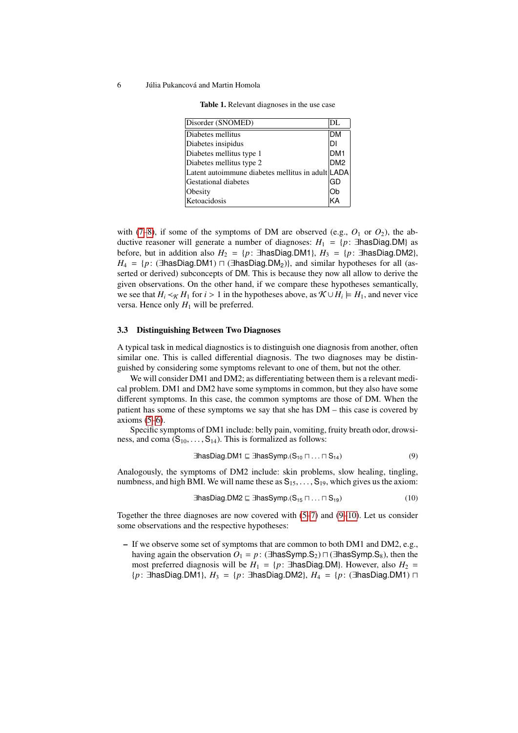**Table 1.** Relevant diagnoses in the use case

| Disorder (SNOMED) | DL |
|---|---|
| Diabetes mellitus | DM |
| Diabetes insipidus | DI |
| Diabetes mellitus type 1 | DM1 |
| Diabetes mellitus type 2 | DM2 |
| Latent autoimmune diabetes mellitus in adult | LADA |
| Gestational diabetes | GD |
| Obesity | Ob |
| Ketoacidosis | KA |

with (7–8), if some of the symptoms of DM are observed (e.g., $O_1$ or $O_2$), the abductive reasoner will generate a number of diagnoses: $H_1 = \{p\colon \exists \mathsf{hasDiag}.\mathsf{DM}\}$ as before, but in addition also $H_2 = \{p\colon \exists \mathsf{hasDiag}.\mathsf{DM1}\}$, $H_3 = \{p\colon \exists \mathsf{hasDiag}.\mathsf{DM2}\}$, $H_4 = \{p\colon (\exists \mathsf{hasDiag}.\mathsf{DM1}) \sqcap (\exists \mathsf{hasDiag}.\mathsf{DM_2})\}$, and similar hypotheses for all (asserted or derived) subconcepts of DM. This is because they now all allow to derive the given observations. On the other hand, if we compare these hypotheses semantically, we see that $H_i \prec_{\mathcal{K}} H_1$ for $i > 1$ in the hypotheses above, as $\mathcal{K} \cup H_i \models H_1$, and never vice versa. Hence only $H_1$ will be preferred.

### 3.3 Distinguishing Between Two Diagnoses

A typical task in medical diagnostics is to distinguish one diagnosis from another, often similar one. This is called differential diagnosis. The two diagnoses may be distinguished by considering some symptoms relevant to one of them, but not the other.

We will consider DM1 and DM2; as differentiating between them is a relevant medical problem. DM1 and DM2 have some symptoms in common, but they also have some different symptoms. In this case, the common symptoms are those of DM. When the patient has some of these symptoms we say that she has DM – this case is covered by axioms (5–6).

Specific symptoms of DM1 include: belly pain, vomiting, fruity breath odor, drowsiness, and coma ($\mathsf{S}_{10}, \ldots, \mathsf{S}_{14}$). This is formalized as follows:

$$\exists \mathsf{hasDiag}.\mathsf{DM1} \sqsubseteq \exists \mathsf{hasSymp}.(\mathsf{S}_{10} \sqcap \ldots \sqcap \mathsf{S}_{14}) \tag{9}$$

Analogously, the symptoms of DM2 include: skin problems, slow healing, tingling, numbness, and high BMI. We will name these as $\mathsf{S}_{15}, \ldots, \mathsf{S}_{19}$, which gives us the axiom:

$$\exists \mathsf{hasDiag}.\mathsf{DM2} \sqsubseteq \exists \mathsf{hasSymp}.(\mathsf{S}_{15} \sqcap \ldots \sqcap \mathsf{S}_{19}) \tag{10}$$

Together the three diagnoses are now covered with (5–7) and (9–10). Let us consider some observations and the respective hypotheses:

– If we observe some set of symptoms that are common to both DM1 and DM2, e.g., having again the observation $O_1 = p\colon (\exists \mathsf{hasSymp}.\mathsf{S}_2) \sqcap (\exists \mathsf{hasSymp}.\mathsf{S}_8)$, then the most preferred diagnosis will be $H_1 = \{p\colon \exists \mathsf{hasDiag}.\mathsf{DM}\}$. However, also $H_2 = \{p\colon \exists \mathsf{hasDiag}.\mathsf{DM1}\}$, $H_3 = \{p\colon \exists \mathsf{hasDiag}.\mathsf{DM2}\}$, $H_4 = \{p\colon (\exists \mathsf{hasDiag}.\mathsf{DM1}) \sqcap$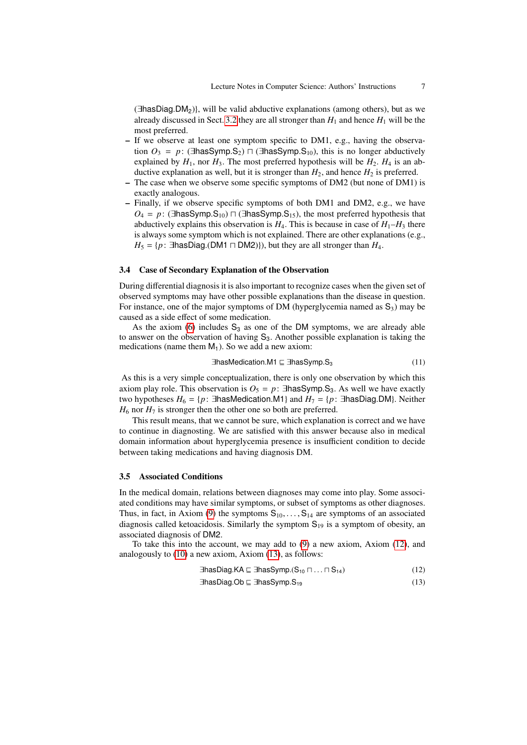$(\exists \mathsf{hasDiag}.\mathsf{DM_2})\}$, will be valid abductive explanations (among others), but as we already discussed in Sect. 3.2 they are all stronger than $H_1$ and hence $H_1$ will be the most preferred.

- If we observe at least one symptom specific to DM1, e.g., having the observation $O_3 = p\colon (\exists \mathsf{hasSymp}.\mathsf{S_2}) \sqcap (\exists \mathsf{hasSymp}.\mathsf{S_{10}})$, this is no longer abductively explained by $H_1$, nor $H_3$. The most preferred hypothesis will be $H_2$. $H_4$ is an abductive explanation as well, but it is stronger than $H_2$, and hence $H_2$ is preferred.
- The case when we observe some specific symptoms of DM2 (but none of DM1) is exactly analogous.
- Finally, if we observe specific symptoms of both DM1 and DM2, e.g., we have $O_4 = p\colon (\exists \mathsf{hasSymp}.\mathsf{S_{10}}) \sqcap (\exists \mathsf{hasSymp}.\mathsf{S_{15}})$, the most preferred hypothesis that abductively explains this observation is $H_4$. This is because in case of $H_1$–$H_3$ there is always some symptom which is not explained. There are other explanations (e.g., $H_5 = \{p\colon \exists \mathsf{hasDiag}.(\mathsf{DM1} \sqcap \mathsf{DM2})\}$), but they are all stronger than $H_4$.

### 3.4 Case of Secondary Explanation of the Observation

During differential diagnosis it is also important to recognize cases when the given set of observed symptoms may have other possible explanations than the disease in question. For instance, one of the major symptoms of DM (hyperglycemia named as $\mathsf{S_3}$) may be caused as a side effect of some medication.

As the axiom (6) includes $\mathsf{S_3}$ as one of the DM symptoms, we are already able to answer on the observation of having $\mathsf{S_3}$. Another possible explanation is taking the medications (name them $\mathsf{M_1}$). So we add a new axiom:

$$\exists \mathsf{hasMedication}.\mathsf{M1} \sqsubseteq \exists \mathsf{hasSymp}.\mathsf{S_3} \tag{11}$$

As this is a very simple conceptualization, there is only one observation by which this axiom play role. This observation is $O_5 = p\colon \exists \mathsf{hasSymp}.\mathsf{S_3}$. As well we have exactly two hypotheses $H_6 = \{p\colon \exists \mathsf{hasMedication}.\mathsf{M1}\}$ and $H_7 = \{p\colon \exists \mathsf{hasDiag}.\mathsf{DM}\}$. Neither $H_6$ nor $H_7$ is stronger then the other one so both are preferred.

This result means, that we cannot be sure, which explanation is correct and we have to continue in diagnosting. We are satisfied with this answer because also in medical domain information about hyperglycemia presence is insufficient condition to decide between taking medications and having diagnosis DM.

### 3.5 Associated Conditions

In the medical domain, relations between diagnoses may come into play. Some associated conditions may have similar symptoms, or subset of symptoms as other diagnoses. Thus, in fact, in Axiom (9) the symptoms $\mathsf{S_{10}}, \ldots, \mathsf{S_{14}}$ are symptoms of an associated diagnosis called ketoacidosis. Similarly the symptom $\mathsf{S_{19}}$ is a symptom of obesity, an associated diagnosis of DM2.

To take this into the account, we may add to (9) a new axiom, Axiom (12), and analogously to (10) a new axiom, Axiom (13), as follows:

$$\exists \mathsf{hasDiag}.\mathsf{KA} \sqsubseteq \exists \mathsf{hasSymp}.(\mathsf{S_{10}} \sqcap \ldots \sqcap \mathsf{S_{14}}) \tag{12}$$

$$\exists \mathsf{hasDiag}.\mathsf{Ob} \sqsubseteq \exists \mathsf{hasSymp}.\mathsf{S_{19}} \tag{13}$$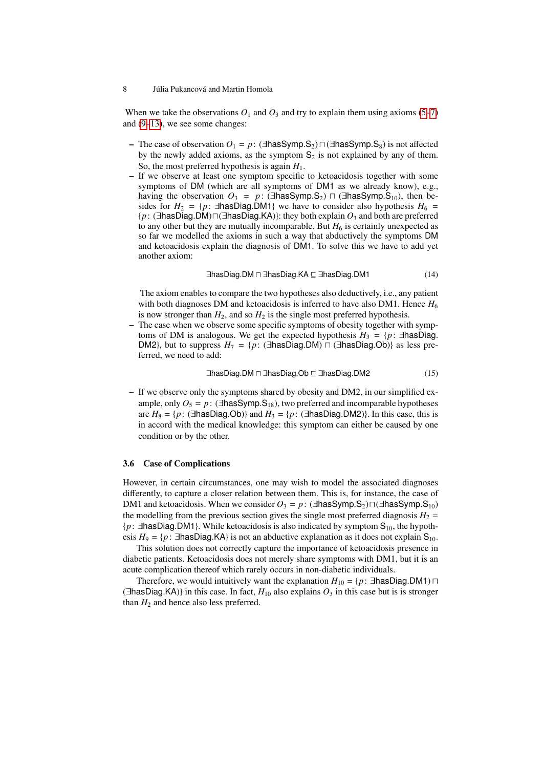When we take the observations $O_1$ and $O_3$ and try to explain them using axioms (5–7) and (9–13), we see some changes:

- The case of observation $O_1 = p\colon (\exists \mathsf{hasSymp}.\mathsf{S}_2) \sqcap (\exists \mathsf{hasSymp}.\mathsf{S}_8)$ is not affected by the newly added axioms, as the symptom $\mathsf{S}_2$ is not explained by any of them. So, the most preferred hypothesis is again $H_1$.
- If we observe at least one symptom specific to ketoacidosis together with some symptoms of DM (which are all symptoms of DM1 as we already know), e.g., having the observation $O_3 = p\colon (\exists \mathsf{hasSymp}.\mathsf{S}_2) \sqcap (\exists \mathsf{hasSymp}.\mathsf{S}_{10})$, then besides for $H_2 = \{p\colon \exists \mathsf{hasDiag}.\mathsf{DM1}\}$ we have to consider also hypothesis $H_6 = \{p\colon (\exists \mathsf{hasDiag}.\mathsf{DM}) \sqcap (\exists \mathsf{hasDiag}.\mathsf{KA})\}$: they both explain $O_3$ and both are preferred to any other but they are mutually incomparable. But $H_6$ is certainly unexpected as so far we modelled the axioms in such a way that abductively the symptoms DM and ketoacidosis explain the diagnosis of DM1. To solve this we have to add yet another axiom:

$$\exists \mathsf{hasDiag}.\mathsf{DM} \sqcap \exists \mathsf{hasDiag}.\mathsf{KA} \sqsubseteq \exists \mathsf{hasDiag}.\mathsf{DM1} \tag{14}$$

  The axiom enables to compare the two hypotheses also deductively, i.e., any patient with both diagnoses DM and ketoacidosis is inferred to have also DM1. Hence $H_6$ is now stronger than $H_2$, and so $H_2$ is the single most preferred hypothesis.
- The case when we observe some specific symptoms of obesity together with symptoms of DM is analogous. We get the expected hypothesis $H_3 = \{p\colon \exists \mathsf{hasDiag}.\mathsf{DM2}\}$, but to suppress $H_7 = \{p\colon (\exists \mathsf{hasDiag}.\mathsf{DM}) \sqcap (\exists \mathsf{hasDiag}.\mathsf{Ob})\}$ as less preferred, we need to add:

$$\exists \mathsf{hasDiag}.\mathsf{DM} \sqcap \exists \mathsf{hasDiag}.\mathsf{Ob} \sqsubseteq \exists \mathsf{hasDiag}.\mathsf{DM2} \tag{15}$$

- If we observe only the symptoms shared by obesity and DM2, in our simplified example, only $O_5 = p\colon (\exists \mathsf{hasSymp}.\mathsf{S}_{18})$, two preferred and incomparable hypotheses are $H_8 = \{p\colon (\exists \mathsf{hasDiag}.\mathsf{Ob})\}$ and $H_3 = \{p\colon (\exists \mathsf{hasDiag}.\mathsf{DM2})\}$. In this case, this is in accord with the medical knowledge: this symptom can either be caused by one condition or by the other.

### 3.6 Case of Complications

However, in certain circumstances, one may wish to model the associated diagnoses differently, to capture a closer relation between them. This is, for instance, the case of DM1 and ketoacidosis. When we consider $O_3 = p\colon (\exists \mathsf{hasSymp}.\mathsf{S}_2) \sqcap (\exists \mathsf{hasSymp}.\mathsf{S}_{10})$ the modelling from the previous section gives the single most preferred diagnosis $H_2 = \{p\colon \exists \mathsf{hasDiag}.\mathsf{DM1}\}$. While ketoacidosis is also indicated by symptom $\mathsf{S}_{10}$, the hypothesis $H_9 = \{p\colon \exists \mathsf{hasDiag}.\mathsf{KA}\}$ is not an abductive explanation as it does not explain $\mathsf{S}_{10}$.

This solution does not correctly capture the importance of ketoacidosis presence in diabetic patients. Ketoacidosis does not merely share symptoms with DM1, but it is an acute complication thereof which rarely occurs in non-diabetic individuals.

Therefore, we would intuitively want the explanation $H_{10} = \{p\colon \exists \mathsf{hasDiag}.\mathsf{DM1}) \sqcap (\exists \mathsf{hasDiag}.\mathsf{KA})\}$ in this case. In fact, $H_{10}$ also explains $O_3$ in this case but is is stronger than $H_2$ and hence also less preferred.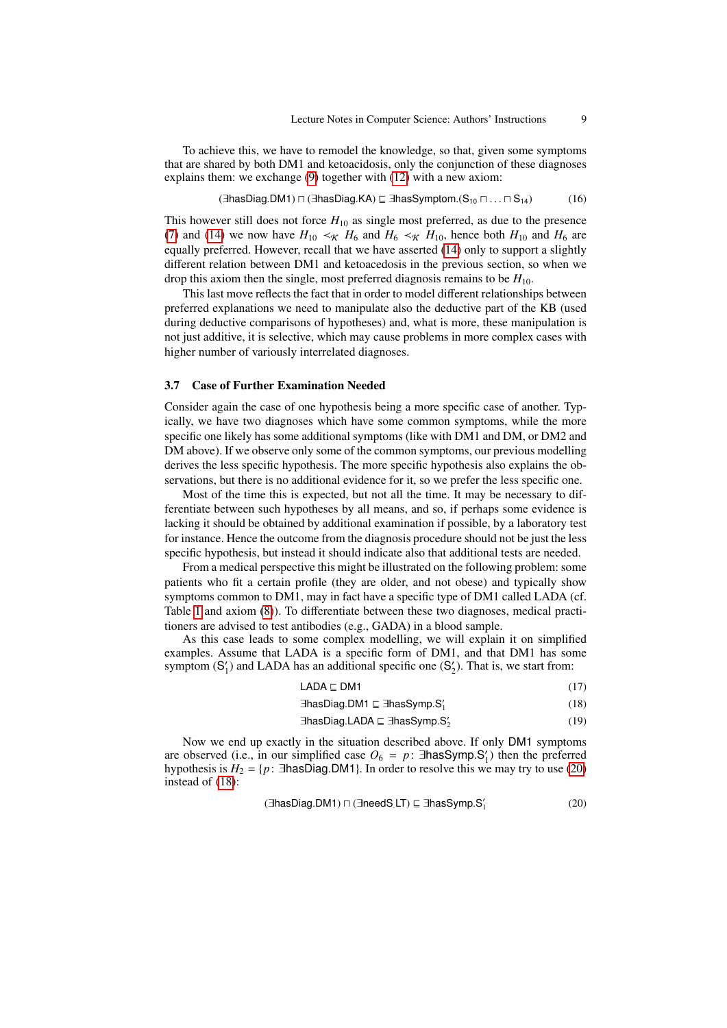To achieve this, we have to remodel the knowledge, so that, given some symptoms that are shared by both DM1 and ketoacidosis, only the conjunction of these diagnoses explains them: we exchange (9) together with (12) with a new axiom:

$$(\exists \mathsf{hasDiag.DM1}) \sqcap (\exists \mathsf{hasDiag.KA}) \sqsubseteq \exists \mathsf{hasSymptom.}(\mathsf{S}_{10} \sqcap \ldots \sqcap \mathsf{S}_{14}) \tag{16}$$

This however still does not force $H_{10}$ as single most preferred, as due to the presence (7) and (14) we now have $H_{10} \prec_{\mathcal{K}} H_6$ and $H_6 \prec_{\mathcal{K}} H_{10}$, hence both $H_{10}$ and $H_6$ are equally preferred. However, recall that we have asserted (14) only to support a slightly different relation between DM1 and ketoacedosis in the previous section, so when we drop this axiom then the single, most preferred diagnosis remains to be $H_{10}$.

This last move reflects the fact that in order to model different relationships between preferred explanations we need to manipulate also the deductive part of the KB (used during deductive comparisons of hypotheses) and, what is more, these manipulation is not just additive, it is selective, which may cause problems in more complex cases with higher number of variously interrelated diagnoses.

### 3.7 Case of Further Examination Needed

Consider again the case of one hypothesis being a more specific case of another. Typically, we have two diagnoses which have some common symptoms, while the more specific one likely has some additional symptoms (like with DM1 and DM, or DM2 and DM above). If we observe only some of the common symptoms, our previous modelling derives the less specific hypothesis. The more specific hypothesis also explains the observations, but there is no additional evidence for it, so we prefer the less specific one.

Most of the time this is expected, but not all the time. It may be necessary to differentiate between such hypotheses by all means, and so, if perhaps some evidence is lacking it should be obtained by additional examination if possible, by a laboratory test for instance. Hence the outcome from the diagnosis procedure should not be just the less specific hypothesis, but instead it should indicate also that additional tests are needed.

From a medical perspective this might be illustrated on the following problem: some patients who fit a certain profile (they are older, and not obese) and typically show symptoms common to DM1, may in fact have a specific type of DM1 called LADA (cf. Table 1 and axiom (8)). To differentiate between these two diagnoses, medical practitioners are advised to test antibodies (e.g., GADA) in a blood sample.

As this case leads to some complex modelling, we will explain it on simplified examples. Assume that LADA is a specific form of DM1, and that DM1 has some symptom ($\mathsf{S}'_1$) and LADA has an additional specific one ($\mathsf{S}'_2$). That is, we start from:

$$\mathsf{LADA} \sqsubseteq \mathsf{DM1} \tag{17}$$

$$\exists \mathsf{hasDiag.DM1} \sqsubseteq \exists \mathsf{hasSymp.S}'_1 \tag{18}$$

$$\exists \mathsf{hasDiag.LADA} \sqsubseteq \exists \mathsf{hasSymp.S}'_2 \tag{19}$$

Now we end up exactly in the situation described above. If only DM1 symptoms are observed (i.e., in our simplified case $O_6 = p\colon \exists \mathsf{hasSymp.S}'_1$) then the preferred hypothesis is $H_2 = \{p\colon \exists \mathsf{hasDiag.DM1}\}$. In order to resolve this we may try to use (20) instead of (18):

$$(\exists \mathsf{hasDiag.DM1}) \sqcap (\exists \mathsf{needS.LT}) \sqsubseteq \exists \mathsf{hasSymp.S}'_1 \tag{20}$$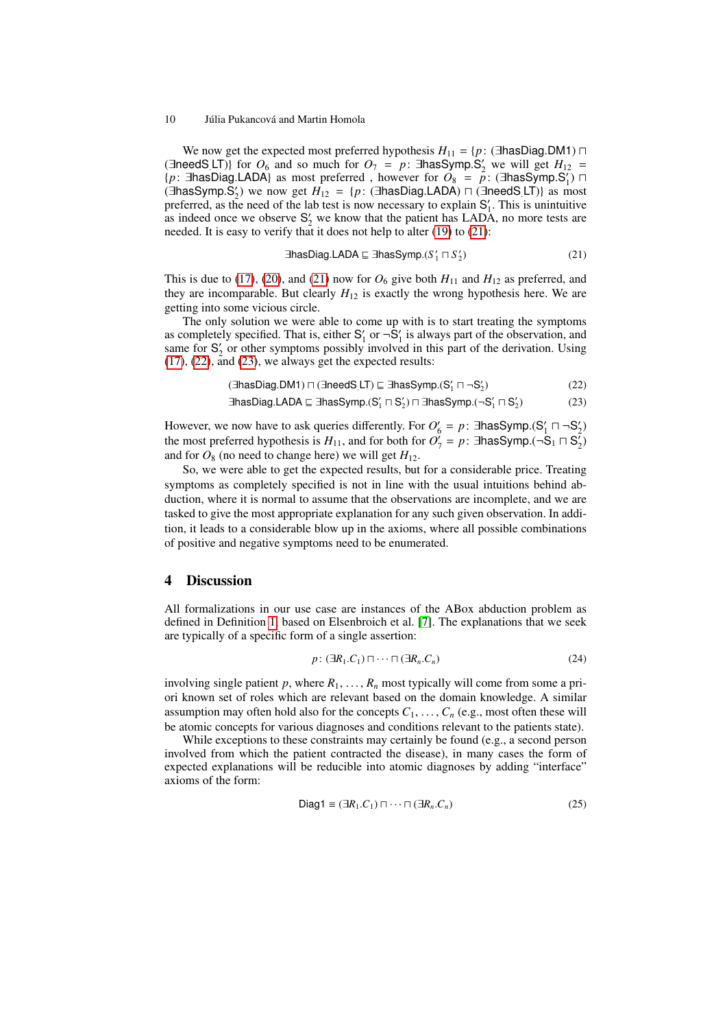We now get the expected most preferred hypothesis $H_{11} = \{p\colon (\exists \mathsf{hasDiag.DM1}) \sqcap (\exists \mathsf{needS\_LT})\}$ for $O_6$ and so much for $O_7 = p\colon \exists \mathsf{hasSymp.S}_2'$ we will get $H_{12} = \{p\colon \exists \mathsf{hasDiag.LADA}\}$ as most preferred , however for $O_8 = p\colon (\exists \mathsf{hasSymp.S}_1') \sqcap (\exists \mathsf{hasSymp.S}_2')$ we now get $H_{12} = \{p\colon (\exists \mathsf{hasDiag.LADA}) \sqcap (\exists \mathsf{needS\_LT})\}$ as most preferred, as the need of the lab test is now necessary to explain $\mathsf{S}_1'$. This is unintuitive as indeed once we observe $\mathsf{S}_2'$ we know that the patient has LADA, no more tests are needed. It is easy to verify that it does not help to alter (19) to (21):

$$\exists \mathsf{hasDiag.LADA} \sqsubseteq \exists \mathsf{hasSymp.}(S_1' \sqcap S_2') \tag{21}$$

This is due to (17), (20), and (21) now for $O_6$ give both $H_{11}$ and $H_{12}$ as preferred, and they are incomparable. But clearly $H_{12}$ is exactly the wrong hypothesis here. We are getting into some vicious circle.

The only solution we were able to come up with is to start treating the symptoms as completely specified. That is, either $\mathsf{S}_1'$ or $\neg\mathsf{S}_1'$ is always part of the observation, and same for $\mathsf{S}_2'$ or other symptoms possibly involved in this part of the derivation. Using (17), (22), and (23), we always get the expected results:

$$(\exists \mathsf{hasDiag.DM1}) \sqcap (\exists \mathsf{needS\_LT}) \sqsubseteq \exists \mathsf{hasSymp.}(\mathsf{S}_1' \sqcap \neg\mathsf{S}_2') \tag{22}$$

$$\exists \mathsf{hasDiag.LADA} \sqsubseteq \exists \mathsf{hasSymp.}(\mathsf{S}_1' \sqcap \mathsf{S}_2') \sqcap \exists \mathsf{hasSymp.}(\neg\mathsf{S}_1' \sqcap \mathsf{S}_2') \tag{23}$$

However, we now have to ask queries differently. For $O_6' = p\colon \exists \mathsf{hasSymp.}(\mathsf{S}_1' \sqcap \neg\mathsf{S}_2')$ the most preferred hypothesis is $H_{11}$, and for both for $O_7' = p\colon \exists \mathsf{hasSymp.}(\neg\mathsf{S}_1 \sqcap \mathsf{S}_2')$ and for $O_8$ (no need to change here) we will get $H_{12}$.

So, we were able to get the expected results, but for a considerable price. Treating symptoms as completely specified is not in line with the usual intuitions behind abduction, where it is normal to assume that the observations are incomplete, and we are tasked to give the most appropriate explanation for any such given observation. In addition, it leads to a considerable blow up in the axioms, where all possible combinations of positive and negative symptoms need to be enumerated.

## 4 Discussion

All formalizations in our use case are instances of the ABox abduction problem as defined in Definition 1 based on Elsenbroich et al. [7]. The explanations that we seek are typically of a specific form of a single assertion:

$$p\colon (\exists R_1.C_1) \sqcap \cdots \sqcap (\exists R_n.C_n) \tag{24}$$

involving single patient $p$, where $R_1, \ldots, R_n$ most typically will come from some a priori known set of roles which are relevant based on the domain knowledge. A similar assumption may often hold also for the concepts $C_1, \ldots, C_n$ (e.g., most often these will be atomic concepts for various diagnoses and conditions relevant to the patients state).

While exceptions to these constraints may certainly be found (e.g., a second person involved from which the patient contracted the disease), in many cases the form of expected explanations will be reducible into atomic diagnoses by adding "interface" axioms of the form:

$$\mathsf{Diag1} \equiv (\exists R_1.C_1) \sqcap \cdots \sqcap (\exists R_n.C_n) \tag{25}$$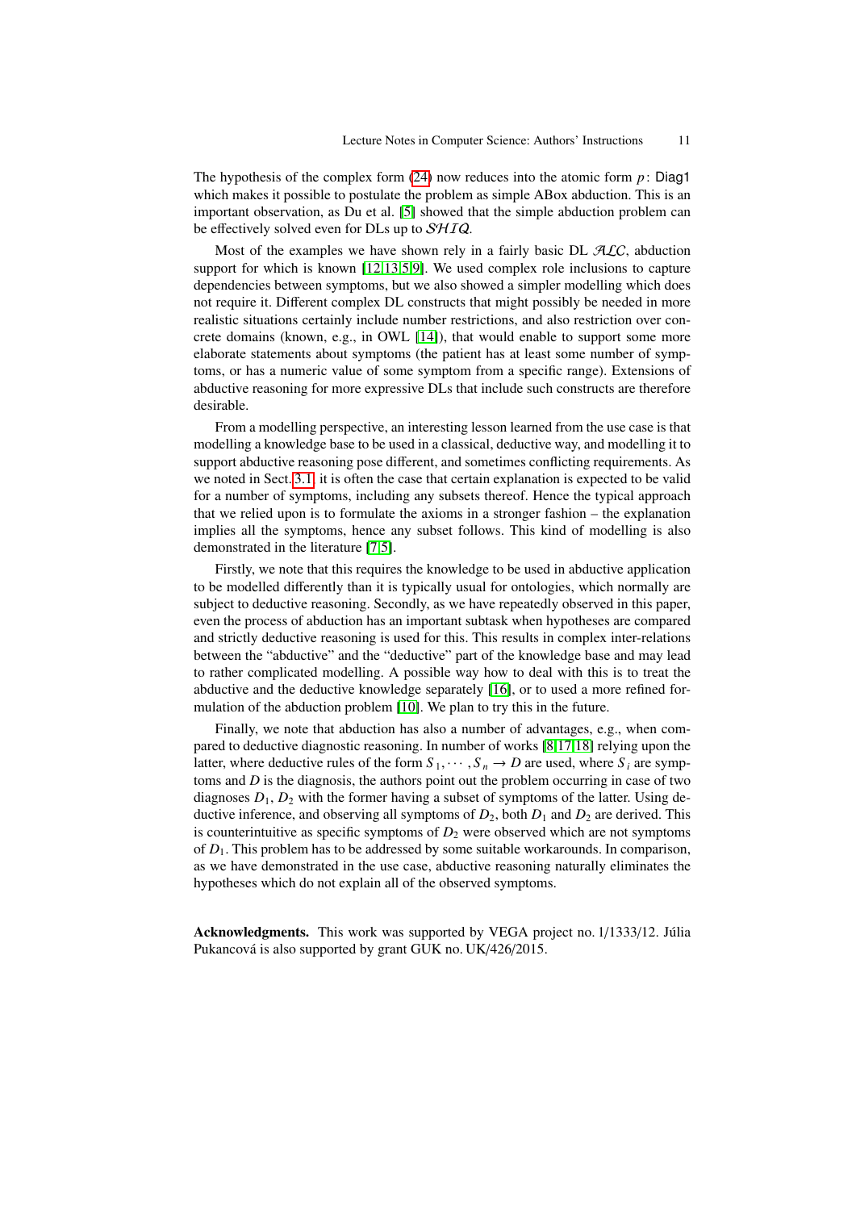The hypothesis of the complex form (24) now reduces into the atomic form $p$: Diag1 which makes it possible to postulate the problem as simple ABox abduction. This is an important observation, as Du et al. [5] showed that the simple abduction problem can be effectively solved even for DLs up to $\mathcal{SHIQ}$.

Most of the examples we have shown rely in a fairly basic DL $\mathcal{ALC}$, abduction support for which is known [12,13,5,9]. We used complex role inclusions to capture dependencies between symptoms, but we also showed a simpler modelling which does not require it. Different complex DL constructs that might possibly be needed in more realistic situations certainly include number restrictions, and also restriction over concrete domains (known, e.g., in OWL [14]), that would enable to support some more elaborate statements about symptoms (the patient has at least some number of symptoms, or has a numeric value of some symptom from a specific range). Extensions of abductive reasoning for more expressive DLs that include such constructs are therefore desirable.

From a modelling perspective, an interesting lesson learned from the use case is that modelling a knowledge base to be used in a classical, deductive way, and modelling it to support abductive reasoning pose different, and sometimes conflicting requirements. As we noted in Sect. 3.1, it is often the case that certain explanation is expected to be valid for a number of symptoms, including any subsets thereof. Hence the typical approach that we relied upon is to formulate the axioms in a stronger fashion – the explanation implies all the symptoms, hence any subset follows. This kind of modelling is also demonstrated in the literature [7,5].

Firstly, we note that this requires the knowledge to be used in abductive application to be modelled differently than it is typically usual for ontologies, which normally are subject to deductive reasoning. Secondly, as we have repeatedly observed in this paper, even the process of abduction has an important subtask when hypotheses are compared and strictly deductive reasoning is used for this. This results in complex inter-relations between the "abductive" and the "deductive" part of the knowledge base and may lead to rather complicated modelling. A possible way how to deal with this is to treat the abductive and the deductive knowledge separately [16], or to used a more refined formulation of the abduction problem [10]. We plan to try this in the future.

Finally, we note that abduction has also a number of advantages, e.g., when compared to deductive diagnostic reasoning. In number of works [8,17,18] relying upon the latter, where deductive rules of the form $S_1, \cdots, S_n \rightarrow D$ are used, where $S_i$ are symptoms and $D$ is the diagnosis, the authors point out the problem occurring in case of two diagnoses $D_1$, $D_2$ with the former having a subset of symptoms of the latter. Using deductive inference, and observing all symptoms of $D_2$, both $D_1$ and $D_2$ are derived. This is counterintuitive as specific symptoms of $D_2$ were observed which are not symptoms of $D_1$. This problem has to be addressed by some suitable workarounds. In comparison, as we have demonstrated in the use case, abductive reasoning naturally eliminates the hypotheses which do not explain all of the observed symptoms.

**Acknowledgments.** This work was supported by VEGA project no. 1/1333/12. Júlia Pukancová is also supported by grant GUK no. UK/426/2015.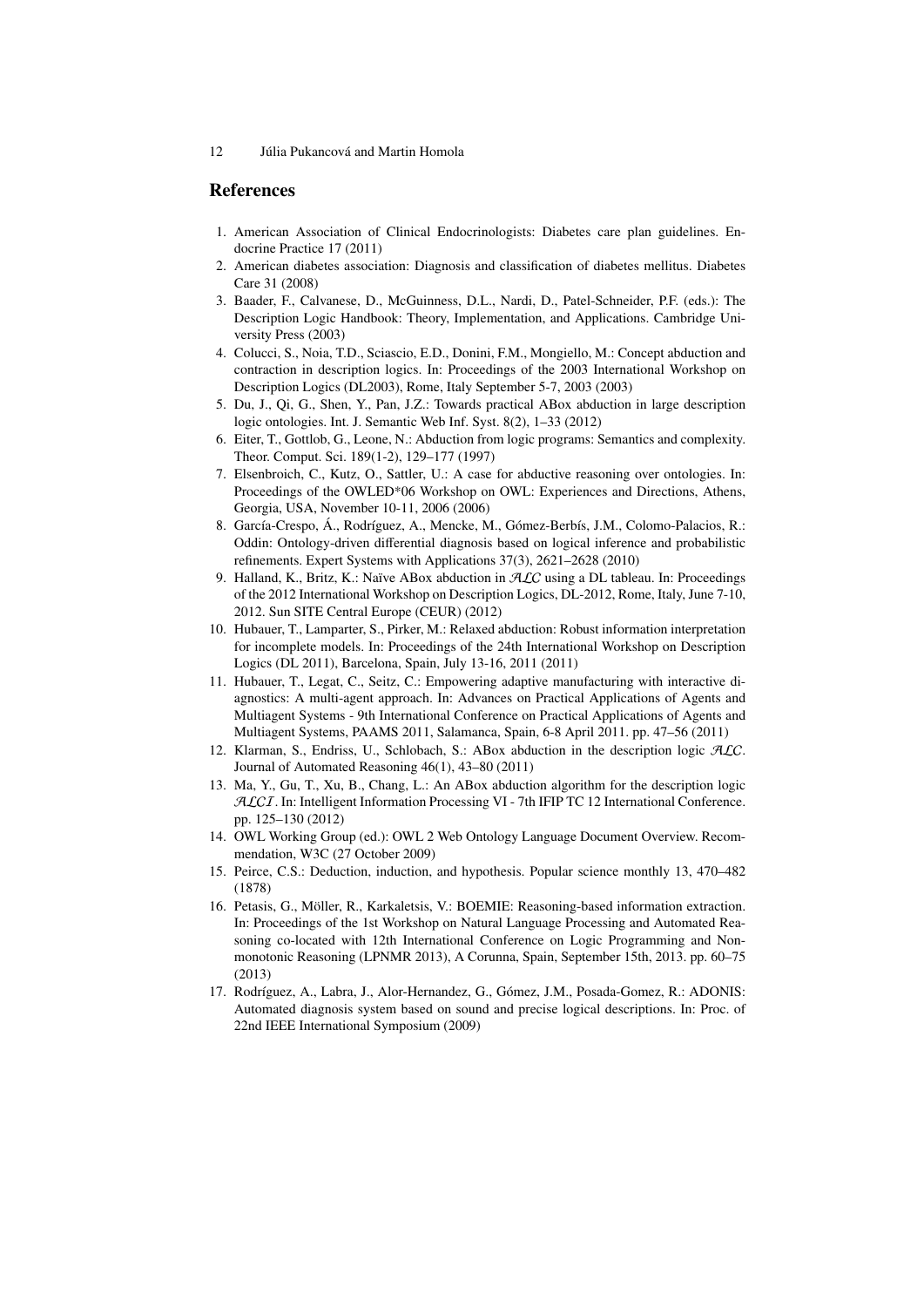## References

1. American Association of Clinical Endocrinologists: Diabetes care plan guidelines. Endocrine Practice 17 (2011)
2. American diabetes association: Diagnosis and classification of diabetes mellitus. Diabetes Care 31 (2008)
3. Baader, F., Calvanese, D., McGuinness, D.L., Nardi, D., Patel-Schneider, P.F. (eds.): The Description Logic Handbook: Theory, Implementation, and Applications. Cambridge University Press (2003)
4. Colucci, S., Noia, T.D., Sciascio, E.D., Donini, F.M., Mongiello, M.: Concept abduction and contraction in description logics. In: Proceedings of the 2003 International Workshop on Description Logics (DL2003), Rome, Italy September 5-7, 2003 (2003)
5. Du, J., Qi, G., Shen, Y., Pan, J.Z.: Towards practical ABox abduction in large description logic ontologies. Int. J. Semantic Web Inf. Syst. 8(2), 1–33 (2012)
6. Eiter, T., Gottlob, G., Leone, N.: Abduction from logic programs: Semantics and complexity. Theor. Comput. Sci. 189(1-2), 129–177 (1997)
7. Elsenbroich, C., Kutz, O., Sattler, U.: A case for abductive reasoning over ontologies. In: Proceedings of the OWLED*06 Workshop on OWL: Experiences and Directions, Athens, Georgia, USA, November 10-11, 2006 (2006)
8. García-Crespo, Á., Rodríguez, A., Mencke, M., Gómez-Berbís, J.M., Colomo-Palacios, R.: Oddin: Ontology-driven differential diagnosis based on logical inference and probabilistic refinements. Expert Systems with Applications 37(3), 2621–2628 (2010)
9. Halland, K., Britz, K.: Naïve ABox abduction in $\mathcal{ALC}$ using a DL tableau. In: Proceedings of the 2012 International Workshop on Description Logics, DL-2012, Rome, Italy, June 7-10, 2012. Sun SITE Central Europe (CEUR) (2012)
10. Hubauer, T., Lamparter, S., Pirker, M.: Relaxed abduction: Robust information interpretation for incomplete models. In: Proceedings of the 24th International Workshop on Description Logics (DL 2011), Barcelona, Spain, July 13-16, 2011 (2011)
11. Hubauer, T., Legat, C., Seitz, C.: Empowering adaptive manufacturing with interactive diagnostics: A multi-agent approach. In: Advances on Practical Applications of Agents and Multiagent Systems - 9th International Conference on Practical Applications of Agents and Multiagent Systems, PAAMS 2011, Salamanca, Spain, 6-8 April 2011. pp. 47–56 (2011)
12. Klarman, S., Endriss, U., Schlobach, S.: ABox abduction in the description logic $\mathcal{ALC}$. Journal of Automated Reasoning 46(1), 43–80 (2011)
13. Ma, Y., Gu, T., Xu, B., Chang, L.: An ABox abduction algorithm for the description logic $\mathcal{ALCI}$. In: Intelligent Information Processing VI - 7th IFIP TC 12 International Conference. pp. 125–130 (2012)
14. OWL Working Group (ed.): OWL 2 Web Ontology Language Document Overview. Recommendation, W3C (27 October 2009)
15. Peirce, C.S.: Deduction, induction, and hypothesis. Popular science monthly 13, 470–482 (1878)
16. Petasis, G., Möller, R., Karkaletsis, V.: BOEMIE: Reasoning-based information extraction. In: Proceedings of the 1st Workshop on Natural Language Processing and Automated Reasoning co-located with 12th International Conference on Logic Programming and Nonmonotonic Reasoning (LPNMR 2013), A Corunna, Spain, September 15th, 2013. pp. 60–75 (2013)
17. Rodríguez, A., Labra, J., Alor-Hernandez, G., Gómez, J.M., Posada-Gomez, R.: ADONIS: Automated diagnosis system based on sound and precise logical descriptions. In: Proc. of 22nd IEEE International Symposium (2009)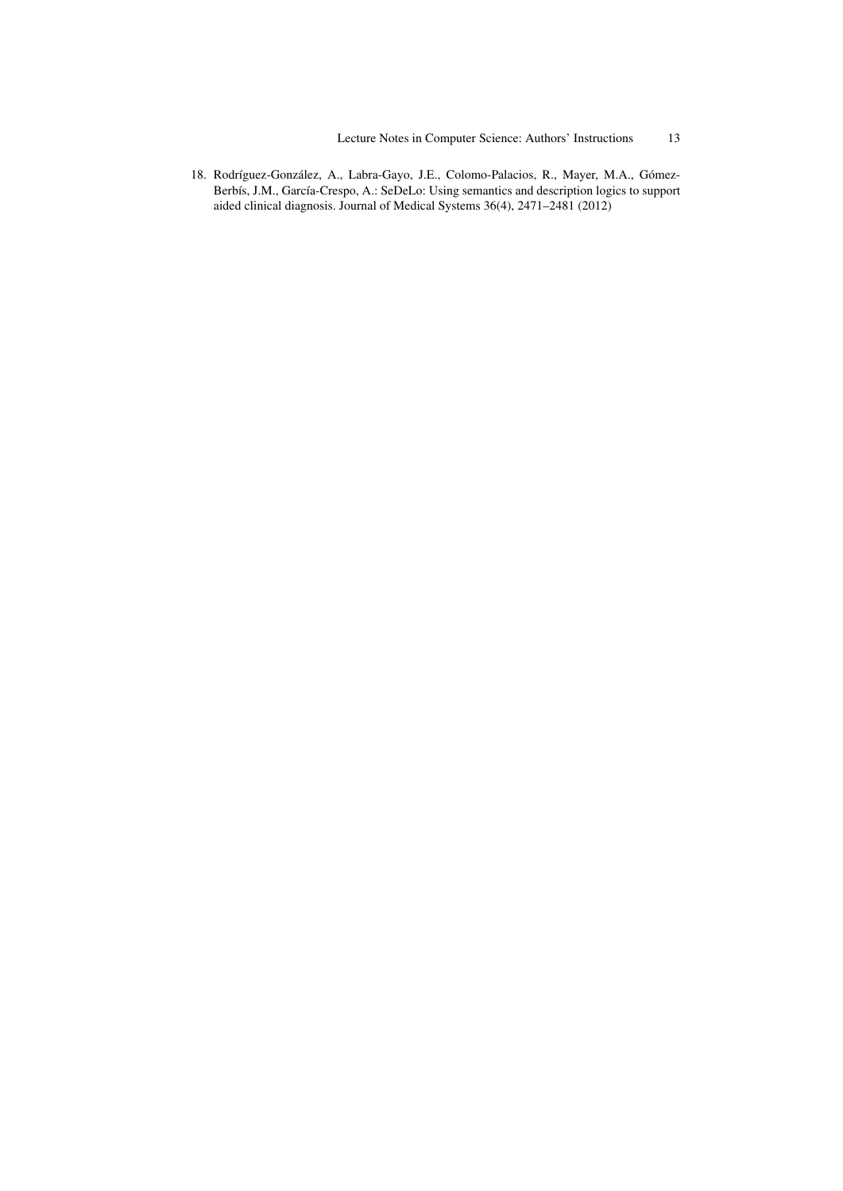18. Rodríguez-González, A., Labra-Gayo, J.E., Colomo-Palacios, R., Mayer, M.A., Gómez-Berbís, J.M., García-Crespo, A.: SeDeLo: Using semantics and description logics to support aided clinical diagnosis. Journal of Medical Systems 36(4), 2471–2481 (2012)